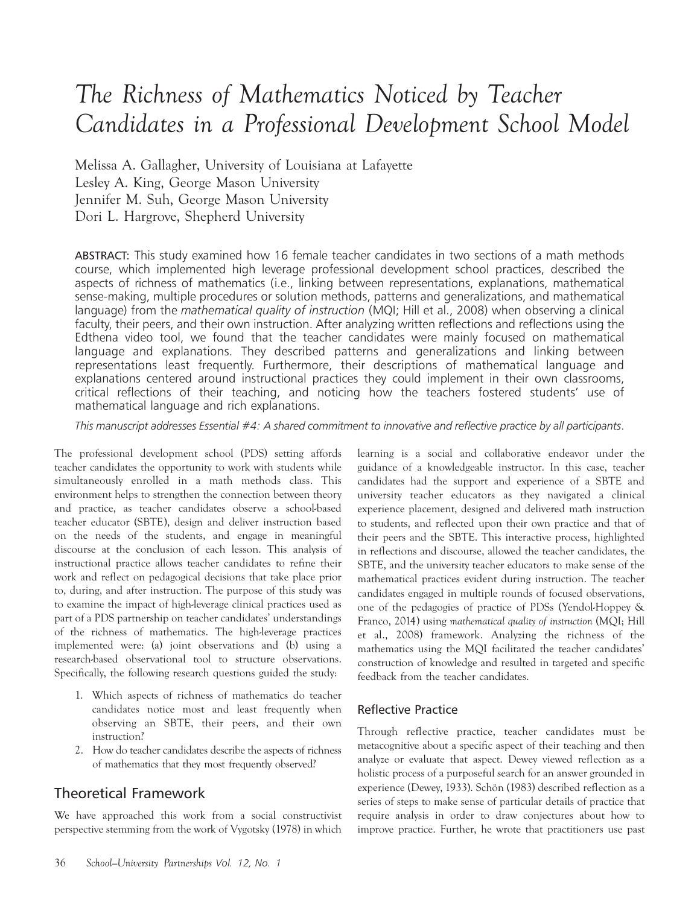# The Richness of Mathematics Noticed by Teacher Candidates in a Professional Development School Model

Melissa A. Gallagher, University of Louisiana at Lafayette
Lesley A. King, George Mason University
Jennifer M. Suh, George Mason University
Dori L. Hargrove, Shepherd University

ABSTRACT: This study examined how 16 female teacher candidates in two sections of a math methods course, which implemented high leverage professional development school practices, described the aspects of richness of mathematics (i.e., linking between representations, explanations, mathematical sense-making, multiple procedures or solution methods, patterns and generalizations, and mathematical language) from the *mathematical quality of instruction* (MQI; Hill et al., 2008) when observing a clinical faculty, their peers, and their own instruction. After analyzing written reflections and reflections using the Edthena video tool, we found that the teacher candidates were mainly focused on mathematical language and explanations. They described patterns and generalizations and linking between representations least frequently. Furthermore, their descriptions of mathematical language and explanations centered around instructional practices they could implement in their own classrooms, critical reflections of their teaching, and noticing how the teachers fostered students' use of mathematical language and rich explanations.

*This manuscript addresses Essential #4: A shared commitment to innovative and reflective practice by all participants.*

The professional development school (PDS) setting affords teacher candidates the opportunity to work with students while simultaneously enrolled in a math methods class. This environment helps to strengthen the connection between theory and practice, as teacher candidates observe a school-based teacher educator (SBTE), design and deliver instruction based on the needs of the students, and engage in meaningful discourse at the conclusion of each lesson. This analysis of instructional practice allows teacher candidates to refine their work and reflect on pedagogical decisions that take place prior to, during, and after instruction. The purpose of this study was to examine the impact of high-leverage clinical practices used as part of a PDS partnership on teacher candidates' understandings of the richness of mathematics. The high-leverage practices implemented were: (a) joint observations and (b) using a research-based observational tool to structure observations. Specifically, the following research questions guided the study:

1. Which aspects of richness of mathematics do teacher candidates notice most and least frequently when observing an SBTE, their peers, and their own instruction?
2. How do teacher candidates describe the aspects of richness of mathematics that they most frequently observed?

## Theoretical Framework

We have approached this work from a social constructivist perspective stemming from the work of Vygotsky (1978) in which learning is a social and collaborative endeavor under the guidance of a knowledgeable instructor. In this case, teacher candidates had the support and experience of a SBTE and university teacher educators as they navigated a clinical experience placement, designed and delivered math instruction to students, and reflected upon their own practice and that of their peers and the SBTE. This interactive process, highlighted in reflections and discourse, allowed the teacher candidates, the SBTE, and the university teacher educators to make sense of the mathematical practices evident during instruction. The teacher candidates engaged in multiple rounds of focused observations, one of the pedagogies of practice of PDSs (Yendol-Hoppey & Franco, 2014) using *mathematical quality of instruction* (MQI; Hill et al., 2008) framework. Analyzing the richness of the mathematics using the MQI facilitated the teacher candidates' construction of knowledge and resulted in targeted and specific feedback from the teacher candidates.

### Reflective Practice

Through reflective practice, teacher candidates must be metacognitive about a specific aspect of their teaching and then analyze or evaluate that aspect. Dewey viewed reflection as a holistic process of a purposeful search for an answer grounded in experience (Dewey, 1933). Schön (1983) described reflection as a series of steps to make sense of particular details of practice that require analysis in order to draw conjectures about how to improve practice. Further, he wrote that practitioners use past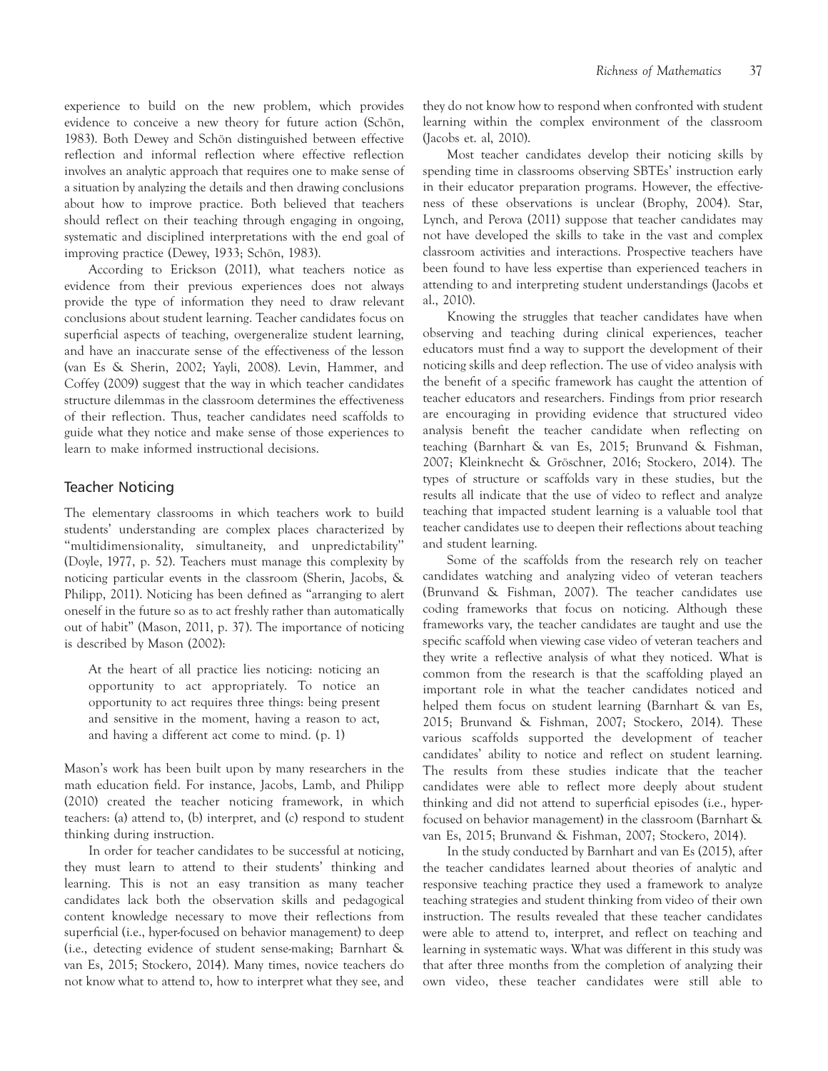experience to build on the new problem, which provides evidence to conceive a new theory for future action (Schön, 1983). Both Dewey and Schön distinguished between effective reflection and informal reflection where effective reflection involves an analytic approach that requires one to make sense of a situation by analyzing the details and then drawing conclusions about how to improve practice. Both believed that teachers should reflect on their teaching through engaging in ongoing, systematic and disciplined interpretations with the end goal of improving practice (Dewey, 1933; Schön, 1983).

According to Erickson (2011), what teachers notice as evidence from their previous experiences does not always provide the type of information they need to draw relevant conclusions about student learning. Teacher candidates focus on superficial aspects of teaching, overgeneralize student learning, and have an inaccurate sense of the effectiveness of the lesson (van Es & Sherin, 2002; Yayli, 2008). Levin, Hammer, and Coffey (2009) suggest that the way in which teacher candidates structure dilemmas in the classroom determines the effectiveness of their reflection. Thus, teacher candidates need scaffolds to guide what they notice and make sense of those experiences to learn to make informed instructional decisions.

## Teacher Noticing

The elementary classrooms in which teachers work to build students' understanding are complex places characterized by "multidimensionality, simultaneity, and unpredictability" (Doyle, 1977, p. 52). Teachers must manage this complexity by noticing particular events in the classroom (Sherin, Jacobs, & Philipp, 2011). Noticing has been defined as "arranging to alert oneself in the future so as to act freshly rather than automatically out of habit" (Mason, 2011, p. 37). The importance of noticing is described by Mason (2002):

> At the heart of all practice lies noticing: noticing an opportunity to act appropriately. To notice an opportunity to act requires three things: being present and sensitive in the moment, having a reason to act, and having a different act come to mind. (p. 1)

Mason's work has been built upon by many researchers in the math education field. For instance, Jacobs, Lamb, and Philipp (2010) created the teacher noticing framework, in which teachers: (a) attend to, (b) interpret, and (c) respond to student thinking during instruction.

In order for teacher candidates to be successful at noticing, they must learn to attend to their students' thinking and learning. This is not an easy transition as many teacher candidates lack both the observation skills and pedagogical content knowledge necessary to move their reflections from superficial (i.e., hyper-focused on behavior management) to deep (i.e., detecting evidence of student sense-making; Barnhart & van Es, 2015; Stockero, 2014). Many times, novice teachers do not know what to attend to, how to interpret what they see, and they do not know how to respond when confronted with student learning within the complex environment of the classroom (Jacobs et. al, 2010).

Most teacher candidates develop their noticing skills by spending time in classrooms observing SBTEs' instruction early in their educator preparation programs. However, the effectiveness of these observations is unclear (Brophy, 2004). Star, Lynch, and Perova (2011) suppose that teacher candidates may not have developed the skills to take in the vast and complex classroom activities and interactions. Prospective teachers have been found to have less expertise than experienced teachers in attending to and interpreting student understandings (Jacobs et al., 2010).

Knowing the struggles that teacher candidates have when observing and teaching during clinical experiences, teacher educators must find a way to support the development of their noticing skills and deep reflection. The use of video analysis with the benefit of a specific framework has caught the attention of teacher educators and researchers. Findings from prior research are encouraging in providing evidence that structured video analysis benefit the teacher candidate when reflecting on teaching (Barnhart & van Es, 2015; Brunvand & Fishman, 2007; Kleinknecht & Gröschner, 2016; Stockero, 2014). The types of structure or scaffolds vary in these studies, but the results all indicate that the use of video to reflect and analyze teaching that impacted student learning is a valuable tool that teacher candidates use to deepen their reflections about teaching and student learning.

Some of the scaffolds from the research rely on teacher candidates watching and analyzing video of veteran teachers (Brunvand & Fishman, 2007). The teacher candidates use coding frameworks that focus on noticing. Although these frameworks vary, the teacher candidates are taught and use the specific scaffold when viewing case video of veteran teachers and they write a reflective analysis of what they noticed. What is common from the research is that the scaffolding played an important role in what the teacher candidates noticed and helped them focus on student learning (Barnhart & van Es, 2015; Brunvand & Fishman, 2007; Stockero, 2014). These various scaffolds supported the development of teacher candidates' ability to notice and reflect on student learning. The results from these studies indicate that the teacher candidates were able to reflect more deeply about student thinking and did not attend to superficial episodes (i.e., hyper-focused on behavior management) in the classroom (Barnhart & van Es, 2015; Brunvand & Fishman, 2007; Stockero, 2014).

In the study conducted by Barnhart and van Es (2015), after the teacher candidates learned about theories of analytic and responsive teaching practice they used a framework to analyze teaching strategies and student thinking from video of their own instruction. The results revealed that these teacher candidates were able to attend to, interpret, and reflect on teaching and learning in systematic ways. What was different in this study was that after three months from the completion of analyzing their own video, these teacher candidates were still able to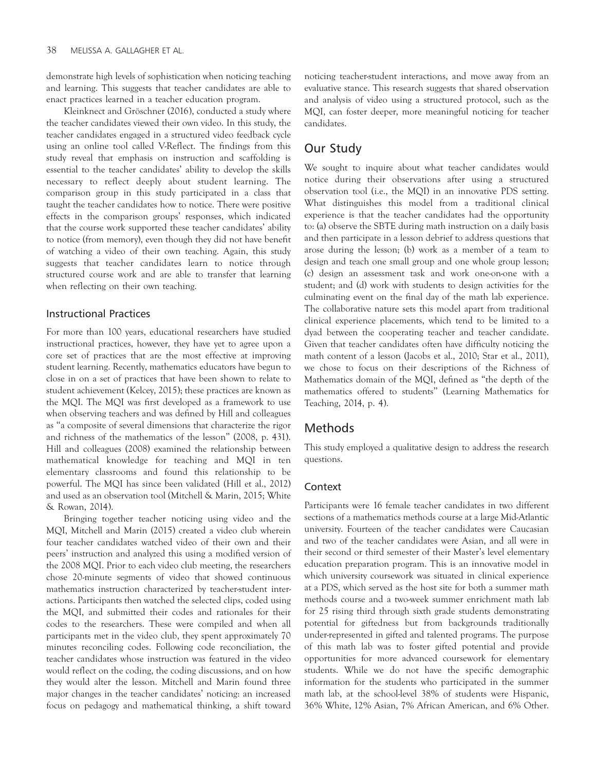demonstrate high levels of sophistication when noticing teaching and learning. This suggests that teacher candidates are able to enact practices learned in a teacher education program.

Kleinknect and Gröschner (2016), conducted a study where the teacher candidates viewed their own video. In this study, the teacher candidates engaged in a structured video feedback cycle using an online tool called V-Reflect. The findings from this study reveal that emphasis on instruction and scaffolding is essential to the teacher candidates' ability to develop the skills necessary to reflect deeply about student learning. The comparison group in this study participated in a class that taught the teacher candidates how to notice. There were positive effects in the comparison groups' responses, which indicated that the course work supported these teacher candidates' ability to notice (from memory), even though they did not have benefit of watching a video of their own teaching. Again, this study suggests that teacher candidates learn to notice through structured course work and are able to transfer that learning when reflecting on their own teaching.

### Instructional Practices

For more than 100 years, educational researchers have studied instructional practices, however, they have yet to agree upon a core set of practices that are the most effective at improving student learning. Recently, mathematics educators have begun to close in on a set of practices that have been shown to relate to student achievement (Kelcey, 2015); these practices are known as the MQI. The MQI was first developed as a framework to use when observing teachers and was defined by Hill and colleagues as "a composite of several dimensions that characterize the rigor and richness of the mathematics of the lesson" (2008, p. 431). Hill and colleagues (2008) examined the relationship between mathematical knowledge for teaching and MQI in ten elementary classrooms and found this relationship to be powerful. The MQI has since been validated (Hill et al., 2012) and used as an observation tool (Mitchell & Marin, 2015; White & Rowan, 2014).

Bringing together teacher noticing using video and the MQI, Mitchell and Marin (2015) created a video club wherein four teacher candidates watched video of their own and their peers' instruction and analyzed this using a modified version of the 2008 MQI. Prior to each video club meeting, the researchers chose 20-minute segments of video that showed continuous mathematics instruction characterized by teacher-student interactions. Participants then watched the selected clips, coded using the MQI, and submitted their codes and rationales for their codes to the researchers. These were compiled and when all participants met in the video club, they spent approximately 70 minutes reconciling codes. Following code reconciliation, the teacher candidates whose instruction was featured in the video would reflect on the coding, the coding discussions, and on how they would alter the lesson. Mitchell and Marin found three major changes in the teacher candidates' noticing: an increased focus on pedagogy and mathematical thinking, a shift toward noticing teacher-student interactions, and move away from an evaluative stance. This research suggests that shared observation and analysis of video using a structured protocol, such as the MQI, can foster deeper, more meaningful noticing for teacher candidates.

## Our Study

We sought to inquire about what teacher candidates would notice during their observations after using a structured observation tool (i.e., the MQI) in an innovative PDS setting. What distinguishes this model from a traditional clinical experience is that the teacher candidates had the opportunity to: (a) observe the SBTE during math instruction on a daily basis and then participate in a lesson debrief to address questions that arose during the lesson; (b) work as a member of a team to design and teach one small group and one whole group lesson; (c) design an assessment task and work one-on-one with a student; and (d) work with students to design activities for the culminating event on the final day of the math lab experience. The collaborative nature sets this model apart from traditional clinical experience placements, which tend to be limited to a dyad between the cooperating teacher and teacher candidate. Given that teacher candidates often have difficulty noticing the math content of a lesson (Jacobs et al., 2010; Star et al., 2011), we chose to focus on their descriptions of the Richness of Mathematics domain of the MQI, defined as "the depth of the mathematics offered to students" (Learning Mathematics for Teaching, 2014, p. 4).

## Methods

This study employed a qualitative design to address the research questions.

### Context

Participants were 16 female teacher candidates in two different sections of a mathematics methods course at a large Mid-Atlantic university. Fourteen of the teacher candidates were Caucasian and two of the teacher candidates were Asian, and all were in their second or third semester of their Master's level elementary education preparation program. This is an innovative model in which university coursework was situated in clinical experience at a PDS, which served as the host site for both a summer math methods course and a two-week summer enrichment math lab for 25 rising third through sixth grade students demonstrating potential for giftedness but from backgrounds traditionally under-represented in gifted and talented programs. The purpose of this math lab was to foster gifted potential and provide opportunities for more advanced coursework for elementary students. While we do not have the specific demographic information for the students who participated in the summer math lab, at the school-level 38% of students were Hispanic, 36% White, 12% Asian, 7% African American, and 6% Other.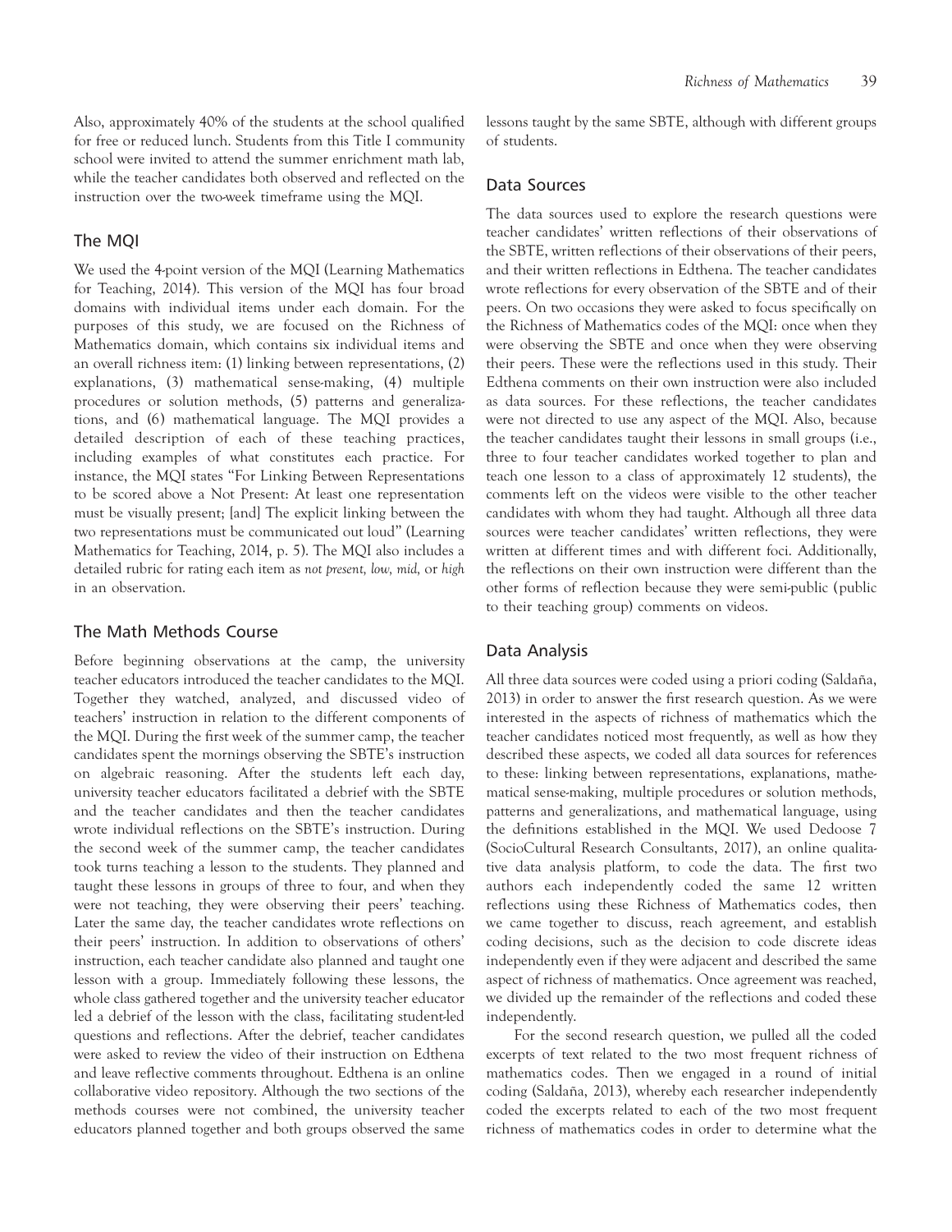Also, approximately 40% of the students at the school qualified for free or reduced lunch. Students from this Title I community school were invited to attend the summer enrichment math lab, while the teacher candidates both observed and reflected on the instruction over the two-week timeframe using the MQI.

## The MQI

We used the 4-point version of the MQI (Learning Mathematics for Teaching, 2014). This version of the MQI has four broad domains with individual items under each domain. For the purposes of this study, we are focused on the Richness of Mathematics domain, which contains six individual items and an overall richness item: (1) linking between representations, (2) explanations, (3) mathematical sense-making, (4) multiple procedures or solution methods, (5) patterns and generalizations, and (6) mathematical language. The MQI provides a detailed description of each of these teaching practices, including examples of what constitutes each practice. For instance, the MQI states "For Linking Between Representations to be scored above a Not Present: At least one representation must be visually present; [and] The explicit linking between the two representations must be communicated out loud" (Learning Mathematics for Teaching, 2014, p. 5). The MQI also includes a detailed rubric for rating each item as *not present*, *low*, *mid*, or *high* in an observation.

## The Math Methods Course

Before beginning observations at the camp, the university teacher educators introduced the teacher candidates to the MQI. Together they watched, analyzed, and discussed video of teachers' instruction in relation to the different components of the MQI. During the first week of the summer camp, the teacher candidates spent the mornings observing the SBTE's instruction on algebraic reasoning. After the students left each day, university teacher educators facilitated a debrief with the SBTE and the teacher candidates and then the teacher candidates wrote individual reflections on the SBTE's instruction. During the second week of the summer camp, the teacher candidates took turns teaching a lesson to the students. They planned and taught these lessons in groups of three to four, and when they were not teaching, they were observing their peers' teaching. Later the same day, the teacher candidates wrote reflections on their peers' instruction. In addition to observations of others' instruction, each teacher candidate also planned and taught one lesson with a group. Immediately following these lessons, the whole class gathered together and the university teacher educator led a debrief of the lesson with the class, facilitating student-led questions and reflections. After the debrief, teacher candidates were asked to review the video of their instruction on Edthena and leave reflective comments throughout. Edthena is an online collaborative video repository. Although the two sections of the methods courses were not combined, the university teacher educators planned together and both groups observed the same lessons taught by the same SBTE, although with different groups of students.

## Data Sources

The data sources used to explore the research questions were teacher candidates' written reflections of their observations of the SBTE, written reflections of their observations of their peers, and their written reflections in Edthena. The teacher candidates wrote reflections for every observation of the SBTE and of their peers. On two occasions they were asked to focus specifically on the Richness of Mathematics codes of the MQI: once when they were observing the SBTE and once when they were observing their peers. These were the reflections used in this study. Their Edthena comments on their own instruction were also included as data sources. For these reflections, the teacher candidates were not directed to use any aspect of the MQI. Also, because the teacher candidates taught their lessons in small groups (i.e., three to four teacher candidates worked together to plan and teach one lesson to a class of approximately 12 students), the comments left on the videos were visible to the other teacher candidates with whom they had taught. Although all three data sources were teacher candidates' written reflections, they were written at different times and with different foci. Additionally, the reflections on their own instruction were different than the other forms of reflection because they were semi-public (public to their teaching group) comments on videos.

## Data Analysis

All three data sources were coded using a priori coding (Saldaña, 2013) in order to answer the first research question. As we were interested in the aspects of richness of mathematics which the teacher candidates noticed most frequently, as well as how they described these aspects, we coded all data sources for references to these: linking between representations, explanations, mathematical sense-making, multiple procedures or solution methods, patterns and generalizations, and mathematical language, using the definitions established in the MQI. We used Dedoose 7 (SocioCultural Research Consultants, 2017), an online qualitative data analysis platform, to code the data. The first two authors each independently coded the same 12 written reflections using these Richness of Mathematics codes, then we came together to discuss, reach agreement, and establish coding decisions, such as the decision to code discrete ideas independently even if they were adjacent and described the same aspect of richness of mathematics. Once agreement was reached, we divided up the remainder of the reflections and coded these independently.

For the second research question, we pulled all the coded excerpts of text related to the two most frequent richness of mathematics codes. Then we engaged in a round of initial coding (Saldaña, 2013), whereby each researcher independently coded the excerpts related to each of the two most frequent richness of mathematics codes in order to determine what the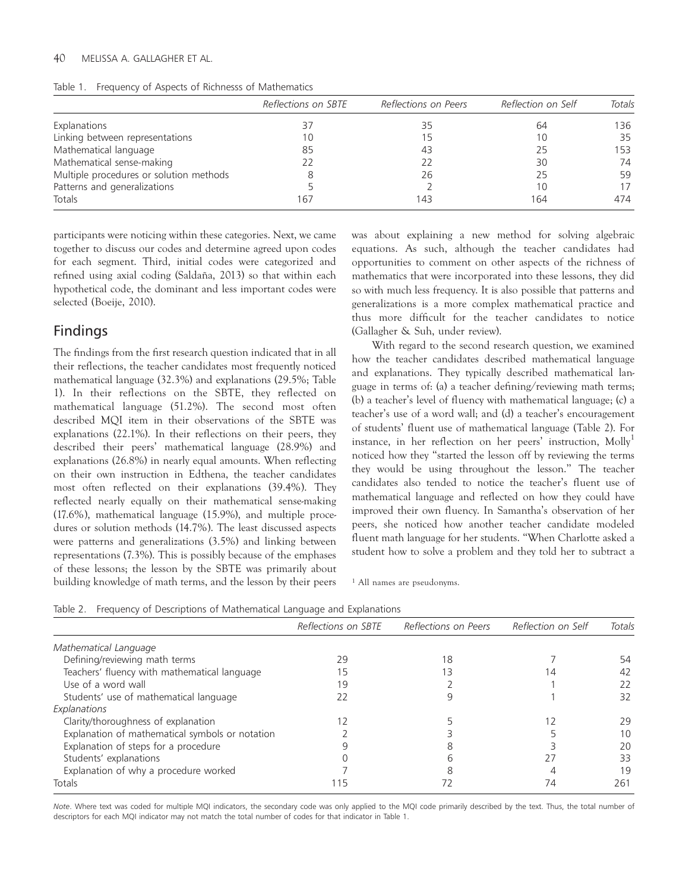Table 1. Frequency of Aspects of Richnesss of Mathematics

| | Reflections on SBTE | Reflections on Peers | Reflection on Self | Totals |
|---|---|---|---|---|
| Explanations | 37 | 35 | 64 | 136 |
| Linking between representations | 10 | 15 | 10 | 35 |
| Mathematical language | 85 | 43 | 25 | 153 |
| Mathematical sense-making | 22 | 22 | 30 | 74 |
| Multiple procedures or solution methods | 8 | 26 | 25 | 59 |
| Patterns and generalizations | 5 | 2 | 10 | 17 |
| Totals | 167 | 143 | 164 | 474 |

participants were noticing within these categories. Next, we came together to discuss our codes and determine agreed upon codes for each segment. Third, initial codes were categorized and refined using axial coding (Saldaña, 2013) so that within each hypothetical code, the dominant and less important codes were selected (Boeije, 2010).

## Findings

The findings from the first research question indicated that in all their reflections, the teacher candidates most frequently noticed mathematical language (32.3%) and explanations (29.5%; Table 1). In their reflections on the SBTE, they reflected on mathematical language (51.2%). The second most often described MQI item in their observations of the SBTE was explanations (22.1%). In their reflections on their peers, they described their peers' mathematical language (28.9%) and explanations (26.8%) in nearly equal amounts. When reflecting on their own instruction in Edthena, the teacher candidates most often reflected on their explanations (39.4%). They reflected nearly equally on their mathematical sense-making (17.6%), mathematical language (15.9%), and multiple procedures or solution methods (14.7%). The least discussed aspects were patterns and generalizations (3.5%) and linking between representations (7.3%). This is possibly because of the emphases of these lessons; the lesson by the SBTE was primarily about building knowledge of math terms, and the lesson by their peers was about explaining a new method for solving algebraic equations. As such, although the teacher candidates had opportunities to comment on other aspects of the richness of mathematics that were incorporated into these lessons, they did so with much less frequency. It is also possible that patterns and generalizations is a more complex mathematical practice and thus more difficult for the teacher candidates to notice (Gallagher & Suh, under review).

With regard to the second research question, we examined how the teacher candidates described mathematical language and explanations. They typically described mathematical language in terms of: (a) a teacher defining/reviewing math terms; (b) a teacher's level of fluency with mathematical language; (c) a teacher's use of a word wall; and (d) a teacher's encouragement of students' fluent use of mathematical language (Table 2). For instance, in her reflection on her peers' instruction, Molly[1] noticed how they "started the lesson off by reviewing the terms they would be using throughout the lesson." The teacher candidates also tended to notice the teacher's fluent use of mathematical language and reflected on how they could have improved their own fluency. In Samantha's observation of her peers, she noticed how another teacher candidate modeled fluent math language for her students. "When Charlotte asked a student how to solve a problem and they told her to subtract a

[1] All names are pseudonyms.

Table 2. Frequency of Descriptions of Mathematical Language and Explanations

| | Reflections on SBTE | Reflections on Peers | Reflection on Self | Totals |
|---|---|---|---|---|
| *Mathematical Language* | | | | |
| Defining/reviewing math terms | 29 | 18 | 7 | 54 |
| Teachers' fluency with mathematical language | 15 | 13 | 14 | 42 |
| Use of a word wall | 19 | 2 | 1 | 22 |
| Students' use of mathematical language | 22 | 9 | 1 | 32 |
| *Explanations* | | | | |
| Clarity/thoroughness of explanation | 12 | 5 | 12 | 29 |
| Explanation of mathematical symbols or notation | 2 | 3 | 5 | 10 |
| Explanation of steps for a procedure | 9 | 8 | 3 | 20 |
| Students' explanations | 0 | 6 | 27 | 33 |
| Explanation of why a procedure worked | 7 | 8 | 4 | 19 |
| Totals | 115 | 72 | 74 | 261 |

*Note*. Where text was coded for multiple MQI indicators, the secondary code was only applied to the MQI code primarily described by the text. Thus, the total number of descriptors for each MQI indicator may not match the total number of codes for that indicator in Table 1.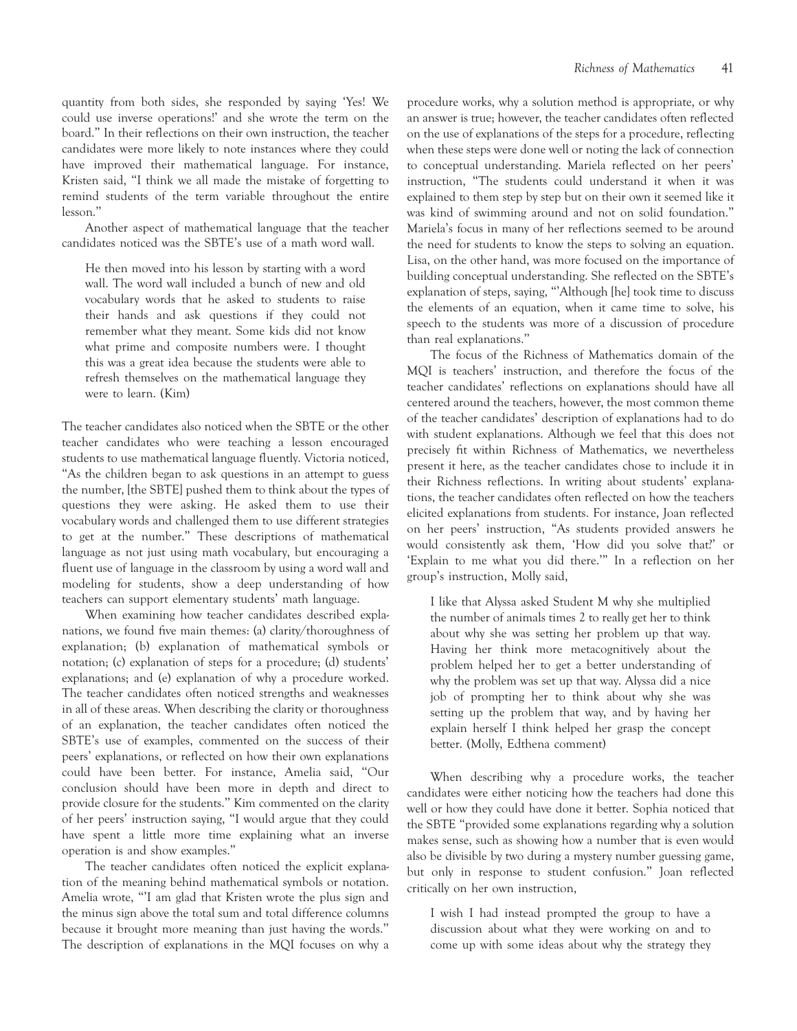quantity from both sides, she responded by saying 'Yes! We could use inverse operations!' and she wrote the term on the board." In their reflections on their own instruction, the teacher candidates were more likely to note instances where they could have improved their mathematical language. For instance, Kristen said, "I think we all made the mistake of forgetting to remind students of the term variable throughout the entire lesson."

Another aspect of mathematical language that the teacher candidates noticed was the SBTE's use of a math word wall.

> He then moved into his lesson by starting with a word wall. The word wall included a bunch of new and old vocabulary words that he asked to students to raise their hands and ask questions if they could not remember what they meant. Some kids did not know what prime and composite numbers were. I thought this was a great idea because the students were able to refresh themselves on the mathematical language they were to learn. (Kim)

The teacher candidates also noticed when the SBTE or the other teacher candidates who were teaching a lesson encouraged students to use mathematical language fluently. Victoria noticed, "As the children began to ask questions in an attempt to guess the number, [the SBTE] pushed them to think about the types of questions they were asking. He asked them to use their vocabulary words and challenged them to use different strategies to get at the number." These descriptions of mathematical language as not just using math vocabulary, but encouraging a fluent use of language in the classroom by using a word wall and modeling for students, show a deep understanding of how teachers can support elementary students' math language.

When examining how teacher candidates described explanations, we found five main themes: (a) clarity/thoroughness of explanation; (b) explanation of mathematical symbols or notation; (c) explanation of steps for a procedure; (d) students' explanations; and (e) explanation of why a procedure worked. The teacher candidates often noticed strengths and weaknesses in all of these areas. When describing the clarity or thoroughness of an explanation, the teacher candidates often noticed the SBTE's use of examples, commented on the success of their peers' explanations, or reflected on how their own explanations could have been better. For instance, Amelia said, "Our conclusion should have been more in depth and direct to provide closure for the students." Kim commented on the clarity of her peers' instruction saying, "I would argue that they could have spent a little more time explaining what an inverse operation is and show examples."

The teacher candidates often noticed the explicit explanation of the meaning behind mathematical symbols or notation. Amelia wrote, "'I am glad that Kristen wrote the plus sign and the minus sign above the total sum and total difference columns because it brought more meaning than just having the words." The description of explanations in the MQI focuses on why a procedure works, why a solution method is appropriate, or why an answer is true; however, the teacher candidates often reflected on the use of explanations of the steps for a procedure, reflecting when these steps were done well or noting the lack of connection to conceptual understanding. Mariela reflected on her peers' instruction, "The students could understand it when it was explained to them step by step but on their own it seemed like it was kind of swimming around and not on solid foundation." Mariela's focus in many of her reflections seemed to be around the need for students to know the steps to solving an equation. Lisa, on the other hand, was more focused on the importance of building conceptual understanding. She reflected on the SBTE's explanation of steps, saying, "'Although [he] took time to discuss the elements of an equation, when it came time to solve, his speech to the students was more of a discussion of procedure than real explanations."

The focus of the Richness of Mathematics domain of the MQI is teachers' instruction, and therefore the focus of the teacher candidates' reflections on explanations should have all centered around the teachers, however, the most common theme of the teacher candidates' description of explanations had to do with student explanations. Although we feel that this does not precisely fit within Richness of Mathematics, we nevertheless present it here, as the teacher candidates chose to include it in their Richness reflections. In writing about students' explanations, the teacher candidates often reflected on how the teachers elicited explanations from students. For instance, Joan reflected on her peers' instruction, "As students provided answers he would consistently ask them, 'How did you solve that?' or 'Explain to me what you did there.'" In a reflection on her group's instruction, Molly said,

> I like that Alyssa asked Student M why she multiplied the number of animals times 2 to really get her to think about why she was setting her problem up that way. Having her think more metacognitively about the problem helped her to get a better understanding of why the problem was set up that way. Alyssa did a nice job of prompting her to think about why she was setting up the problem that way, and by having her explain herself I think helped her grasp the concept better. (Molly, Edthena comment)

When describing why a procedure works, the teacher candidates were either noticing how the teachers had done this well or how they could have done it better. Sophia noticed that the SBTE "provided some explanations regarding why a solution makes sense, such as showing how a number that is even would also be divisible by two during a mystery number guessing game, but only in response to student confusion." Joan reflected critically on her own instruction,

> I wish I had instead prompted the group to have a discussion about what they were working on and to come up with some ideas about why the strategy they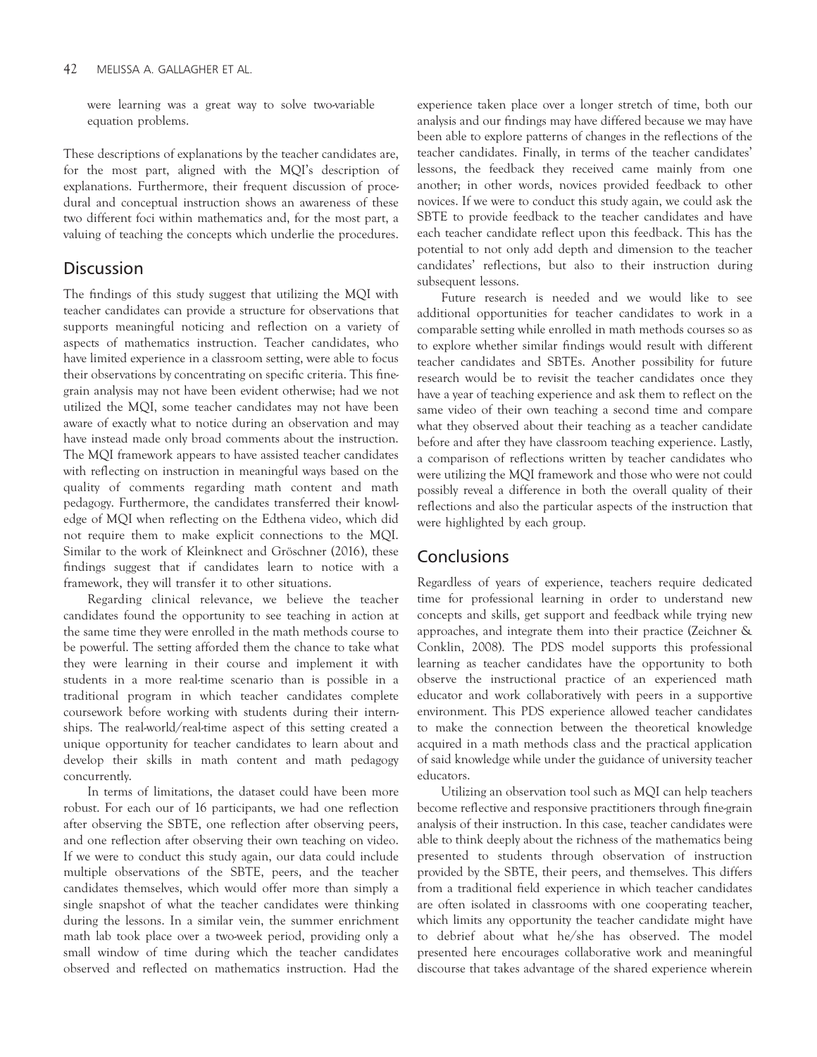were learning was a great way to solve two-variable equation problems.

These descriptions of explanations by the teacher candidates are, for the most part, aligned with the MQI's description of explanations. Furthermore, their frequent discussion of procedural and conceptual instruction shows an awareness of these two different foci within mathematics and, for the most part, a valuing of teaching the concepts which underlie the procedures.

## Discussion

The findings of this study suggest that utilizing the MQI with teacher candidates can provide a structure for observations that supports meaningful noticing and reflection on a variety of aspects of mathematics instruction. Teacher candidates, who have limited experience in a classroom setting, were able to focus their observations by concentrating on specific criteria. This fine-grain analysis may not have been evident otherwise; had we not utilized the MQI, some teacher candidates may not have been aware of exactly what to notice during an observation and may have instead made only broad comments about the instruction. The MQI framework appears to have assisted teacher candidates with reflecting on instruction in meaningful ways based on the quality of comments regarding math content and math pedagogy. Furthermore, the candidates transferred their knowledge of MQI when reflecting on the Edthena video, which did not require them to make explicit connections to the MQI. Similar to the work of Kleinknect and Gröschner (2016), these findings suggest that if candidates learn to notice with a framework, they will transfer it to other situations.

Regarding clinical relevance, we believe the teacher candidates found the opportunity to see teaching in action at the same time they were enrolled in the math methods course to be powerful. The setting afforded them the chance to take what they were learning in their course and implement it with students in a more real-time scenario than is possible in a traditional program in which teacher candidates complete coursework before working with students during their internships. The real-world/real-time aspect of this setting created a unique opportunity for teacher candidates to learn about and develop their skills in math content and math pedagogy concurrently.

In terms of limitations, the dataset could have been more robust. For each our of 16 participants, we had one reflection after observing the SBTE, one reflection after observing peers, and one reflection after observing their own teaching on video. If we were to conduct this study again, our data could include multiple observations of the SBTE, peers, and the teacher candidates themselves, which would offer more than simply a single snapshot of what the teacher candidates were thinking during the lessons. In a similar vein, the summer enrichment math lab took place over a two-week period, providing only a small window of time during which the teacher candidates observed and reflected on mathematics instruction. Had the experience taken place over a longer stretch of time, both our analysis and our findings may have differed because we may have been able to explore patterns of changes in the reflections of the teacher candidates. Finally, in terms of the teacher candidates' lessons, the feedback they received came mainly from one another; in other words, novices provided feedback to other novices. If we were to conduct this study again, we could ask the SBTE to provide feedback to the teacher candidates and have each teacher candidate reflect upon this feedback. This has the potential to not only add depth and dimension to the teacher candidates' reflections, but also to their instruction during subsequent lessons.

Future research is needed and we would like to see additional opportunities for teacher candidates to work in a comparable setting while enrolled in math methods courses so as to explore whether similar findings would result with different teacher candidates and SBTEs. Another possibility for future research would be to revisit the teacher candidates once they have a year of teaching experience and ask them to reflect on the same video of their own teaching a second time and compare what they observed about their teaching as a teacher candidate before and after they have classroom teaching experience. Lastly, a comparison of reflections written by teacher candidates who were utilizing the MQI framework and those who were not could possibly reveal a difference in both the overall quality of their reflections and also the particular aspects of the instruction that were highlighted by each group.

## Conclusions

Regardless of years of experience, teachers require dedicated time for professional learning in order to understand new concepts and skills, get support and feedback while trying new approaches, and integrate them into their practice (Zeichner & Conklin, 2008). The PDS model supports this professional learning as teacher candidates have the opportunity to both observe the instructional practice of an experienced math educator and work collaboratively with peers in a supportive environment. This PDS experience allowed teacher candidates to make the connection between the theoretical knowledge acquired in a math methods class and the practical application of said knowledge while under the guidance of university teacher educators.

Utilizing an observation tool such as MQI can help teachers become reflective and responsive practitioners through fine-grain analysis of their instruction. In this case, teacher candidates were able to think deeply about the richness of the mathematics being presented to students through observation of instruction provided by the SBTE, their peers, and themselves. This differs from a traditional field experience in which teacher candidates are often isolated in classrooms with one cooperating teacher, which limits any opportunity the teacher candidate might have to debrief about what he/she has observed. The model presented here encourages collaborative work and meaningful discourse that takes advantage of the shared experience wherein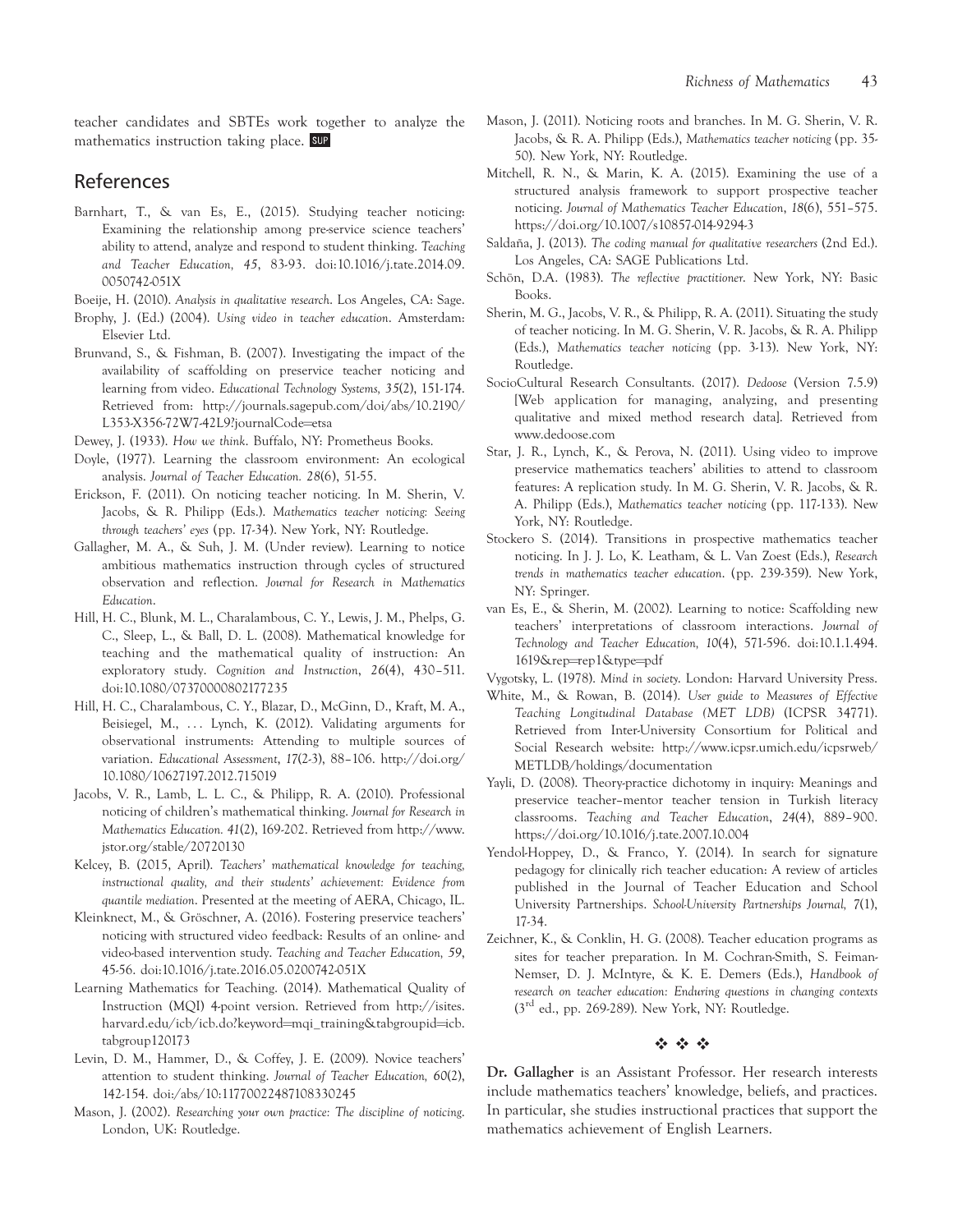teacher candidates and SBTEs work together to analyze the mathematics instruction taking place. SUP

## References

Barnhart, T., & van Es, E., (2015). Studying teacher noticing: Examining the relationship among pre-service science teachers' ability to attend, analyze and respond to student thinking. *Teaching and Teacher Education, 45*, 83-93. doi:10.1016/j.tate.2014.09.0050742-051X

Boeije, H. (2010). *Analysis in qualitative research*. Los Angeles, CA: Sage.

Brophy, J. (Ed.) (2004). *Using video in teacher education*. Amsterdam: Elsevier Ltd.

Brunvand, S., & Fishman, B. (2007). Investigating the impact of the availability of scaffolding on preservice teacher noticing and learning from video. *Educational Technology Systems, 35*(2), 151-174. Retrieved from: http://journals.sagepub.com/doi/abs/10.2190/L353-X356-72W7-42L9?journalCode=etsa

Dewey, J. (1933). *How we think*. Buffalo, NY: Prometheus Books.

Doyle, (1977). Learning the classroom environment: An ecological analysis. *Journal of Teacher Education. 28*(6), 51-55.

Erickson, F. (2011). On noticing teacher noticing. In M. Sherin, V. Jacobs, & R. Philipp (Eds.). *Mathematics teacher noticing: Seeing through teachers' eyes* (pp. 17-34). New York, NY: Routledge.

Gallagher, M. A., & Suh, J. M. (Under review). Learning to notice ambitious mathematics instruction through cycles of structured observation and reflection. *Journal for Research in Mathematics Education*.

Hill, H. C., Blunk, M. L., Charalambous, C. Y., Lewis, J. M., Phelps, G. C., Sleep, L., & Ball, D. L. (2008). Mathematical knowledge for teaching and the mathematical quality of instruction: An exploratory study. *Cognition and Instruction*, *26*(4), 430–511. doi:10.1080/07370000802177235

Hill, H. C., Charalambous, C. Y., Blazar, D., McGinn, D., Kraft, M. A., Beisiegel, M., . . . Lynch, K. (2012). Validating arguments for observational instruments: Attending to multiple sources of variation. *Educational Assessment*, *17*(2-3), 88–106. http://doi.org/10.1080/10627197.2012.715019

Jacobs, V. R., Lamb, L. L. C., & Philipp, R. A. (2010). Professional noticing of children's mathematical thinking. *Journal for Research in Mathematics Education. 41*(2), 169-202. Retrieved from http://www.jstor.org/stable/20720130

Kelcey, B. (2015, April). *Teachers' mathematical knowledge for teaching, instructional quality, and their students' achievement: Evidence from quantile mediation*. Presented at the meeting of AERA, Chicago, IL.

Kleinknect, M., & Gröschner, A. (2016). Fostering preservice teachers' noticing with structured video feedback: Results of an online- and video-based intervention study. *Teaching and Teacher Education, 59*, 45-56. doi:10.1016/j.tate.2016.05.0200742-051X

Learning Mathematics for Teaching. (2014). Mathematical Quality of Instruction (MQI) 4-point version. Retrieved from http://isites.harvard.edu/icb/icb.do?keyword=mqi_training&tabgroupid=icb.tabgroup120173

Levin, D. M., Hammer, D., & Coffey, J. E. (2009). Novice teachers' attention to student thinking. *Journal of Teacher Education, 60*(2), 142-154. doi:/abs/10:1177002248710833024​5

Mason, J. (2002). *Researching your own practice: The discipline of noticing*. London, UK: Routledge.

Mason, J. (2011). Noticing roots and branches. In M. G. Sherin, V. R. Jacobs, & R. A. Philipp (Eds.), *Mathematics teacher noticing* (pp. 35-50). New York, NY: Routledge.

Mitchell, R. N., & Marin, K. A. (2015). Examining the use of a structured analysis framework to support prospective teacher noticing. *Journal of Mathematics Teacher Education*, *18*(6), 551–575. https://doi.org/10.1007/s10857-014-9294-3

Saldaña, J. (2013). *The coding manual for qualitative researchers* (2nd Ed.). Los Angeles, CA: SAGE Publications Ltd.

Schön, D.A. (1983). *The reflective practitioner*. New York, NY: Basic Books.

Sherin, M. G., Jacobs, V. R., & Philipp, R. A. (2011). Situating the study of teacher noticing. In M. G. Sherin, V. R. Jacobs, & R. A. Philipp (Eds.), *Mathematics teacher noticing* (pp. 3-13). New York, NY: Routledge.

SocioCultural Research Consultants. (2017). *Dedoose* (Version 7.5.9) [Web application for managing, analyzing, and presenting qualitative and mixed method research data]. Retrieved from www.dedoose.com

Star, J. R., Lynch, K., & Perova, N. (2011). Using video to improve preservice mathematics teachers' abilities to attend to classroom features: A replication study. In M. G. Sherin, V. R. Jacobs, & R. A. Philipp (Eds.), *Mathematics teacher noticing* (pp. 117-133). New York, NY: Routledge.

Stockero S. (2014). Transitions in prospective mathematics teacher noticing. In J. J. Lo, K. Leatham, & L. Van Zoest (Eds.), *Research trends in mathematics teacher education*. (pp. 239-359). New York, NY: Springer.

van Es, E., & Sherin, M. (2002). Learning to notice: Scaffolding new teachers' interpretations of classroom interactions. *Journal of Technology and Teacher Education, 10*(4), 571-596. doi:10.1.1.494.1619&rep=rep1&type=pdf

Vygotsky, L. (1978). *Mind in society*. London: Harvard University Press.

White, M., & Rowan, B. (2014). *User guide to Measures of Effective Teaching Longitudinal Database (MET LDB)* (ICPSR 34771). Retrieved from Inter-University Consortium for Political and Social Research website: http://www.icpsr.umich.edu/icpsrweb/METLDB/holdings/documentation

Yayli, D. (2008). Theory-practice dichotomy in inquiry: Meanings and preservice teacher–mentor teacher tension in Turkish literacy classrooms. *Teaching and Teacher Education*, *24*(4), 889–900. https://doi.org/10.1016/j.tate.2007.10.004

Yendol-Hoppey, D., & Franco, Y. (2014). In search for signature pedagogy for clinically rich teacher education: A review of articles published in the Journal of Teacher Education and School University Partnerships. *School-University Partnerships Journal, 7*(1), 17-34.

Zeichner, K., & Conklin, H. G. (2008). Teacher education programs as sites for teacher preparation. In M. Cochran-Smith, S. Feiman-Nemser, D. J. McIntyre, & K. E. Demers (Eds.), *Handbook of research on teacher education: Enduring questions in changing contexts* (3rd ed., pp. 269-289). New York, NY: Routledge.

❖ ❖ ❖

**Dr. Gallagher** is an Assistant Professor. Her research interests include mathematics teachers' knowledge, beliefs, and practices. In particular, she studies instructional practices that support the mathematics achievement of English Learners.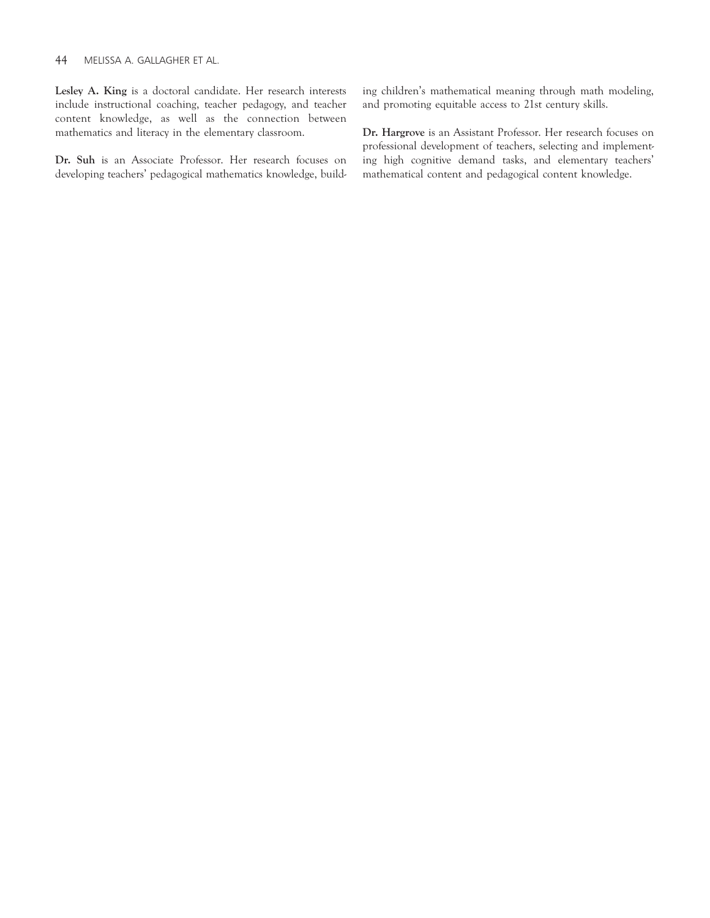**Lesley A. King** is a doctoral candidate. Her research interests include instructional coaching, teacher pedagogy, and teacher content knowledge, as well as the connection between mathematics and literacy in the elementary classroom.

**Dr. Suh** is an Associate Professor. Her research focuses on developing teachers' pedagogical mathematics knowledge, building children's mathematical meaning through math modeling, and promoting equitable access to 21st century skills.

**Dr. Hargrove** is an Assistant Professor. Her research focuses on professional development of teachers, selecting and implementing high cognitive demand tasks, and elementary teachers' mathematical content and pedagogical content knowledge.